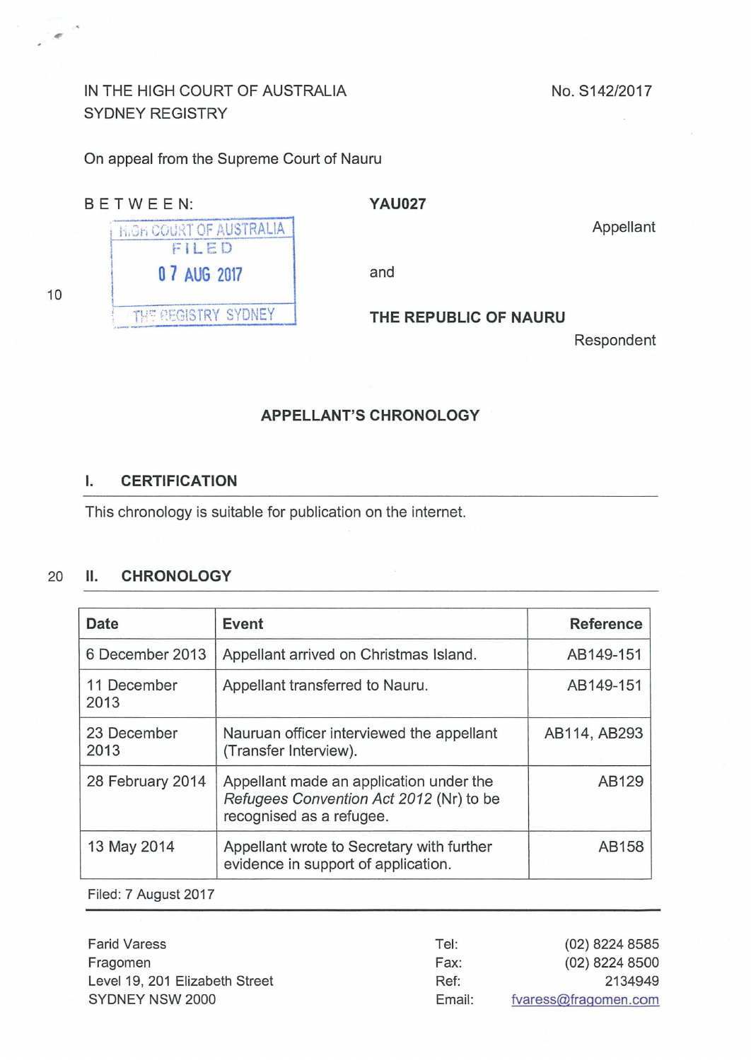IN THE HIGH COURT OF AUSTRALIA
SYDNEY REGISTRY

No. S142/2017

On appeal from the Supreme Court of Nauru

BETWEEN:

HIGH COURT OF AUSTRALIA
FILED
07 AUG 2017
THE REGISTRY SYDNEY

**YAU027**

Appellant

and

**THE REPUBLIC OF NAURU**

Respondent

## APPELLANT'S CHRONOLOGY

### I. CERTIFICATION

This chronology is suitable for publication on the internet.

### II. CHRONOLOGY

| Date | Event | Reference |
|---|---|---|
| 6 December 2013 | Appellant arrived on Christmas Island. | AB149-151 |
| 11 December 2013 | Appellant transferred to Nauru. | AB149-151 |
| 23 December 2013 | Nauruan officer interviewed the appellant (Transfer Interview). | AB114, AB293 |
| 28 February 2014 | Appellant made an application under the *Refugees Convention Act 2012* (Nr) to be recognised as a refugee. | AB129 |
| 13 May 2014 | Appellant wrote to Secretary with further evidence in support of application. | AB158 |

Filed: 7 August 2017

Farid Varess
Fragomen
Level 19, 201 Elizabeth Street
SYDNEY NSW 2000

Tel: (02) 8224 8585
Fax: (02) 8224 8500
Ref: 2134949
Email: fvaress@fragomen.com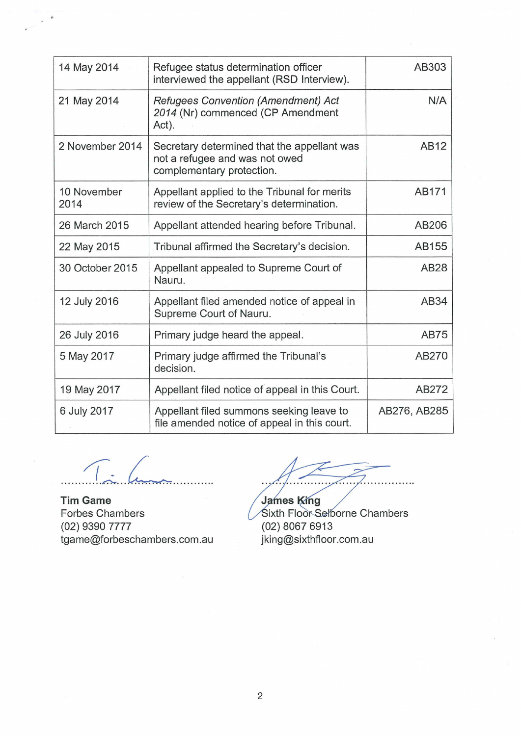| | | |
|---|---|---|
| 14 May 2014 | Refugee status determination officer interviewed the appellant (RSD Interview). | AB303 |
| 21 May 2014 | *Refugees Convention (Amendment) Act 2014* (Nr) commenced (CP Amendment Act). | N/A |
| 2 November 2014 | Secretary determined that the appellant was not a refugee and was not owed complementary protection. | AB12 |
| 10 November 2014 | Appellant applied to the Tribunal for merits review of the Secretary's determination. | AB171 |
| 26 March 2015 | Appellant attended hearing before Tribunal. | AB206 |
| 22 May 2015 | Tribunal affirmed the Secretary's decision. | AB155 |
| 30 October 2015 | Appellant appealed to Supreme Court of Nauru. | AB28 |
| 12 July 2016 | Appellant filed amended notice of appeal in Supreme Court of Nauru. | AB34 |
| 26 July 2016 | Primary judge heard the appeal. | AB75 |
| 5 May 2017 | Primary judge affirmed the Tribunal's decision. | AB270 |
| 19 May 2017 | Appellant filed notice of appeal in this Court. | AB272 |
| 6 July 2017 | Appellant filed summons seeking leave to file amended notice of appeal in this court. | AB276, AB285 |

**Tim Game**
Forbes Chambers
(02) 9390 7777
tgame@forbeschambers.com.au

**James King**
Sixth Floor Selborne Chambers
(02) 8067 6913
jking@sixthfloor.com.au